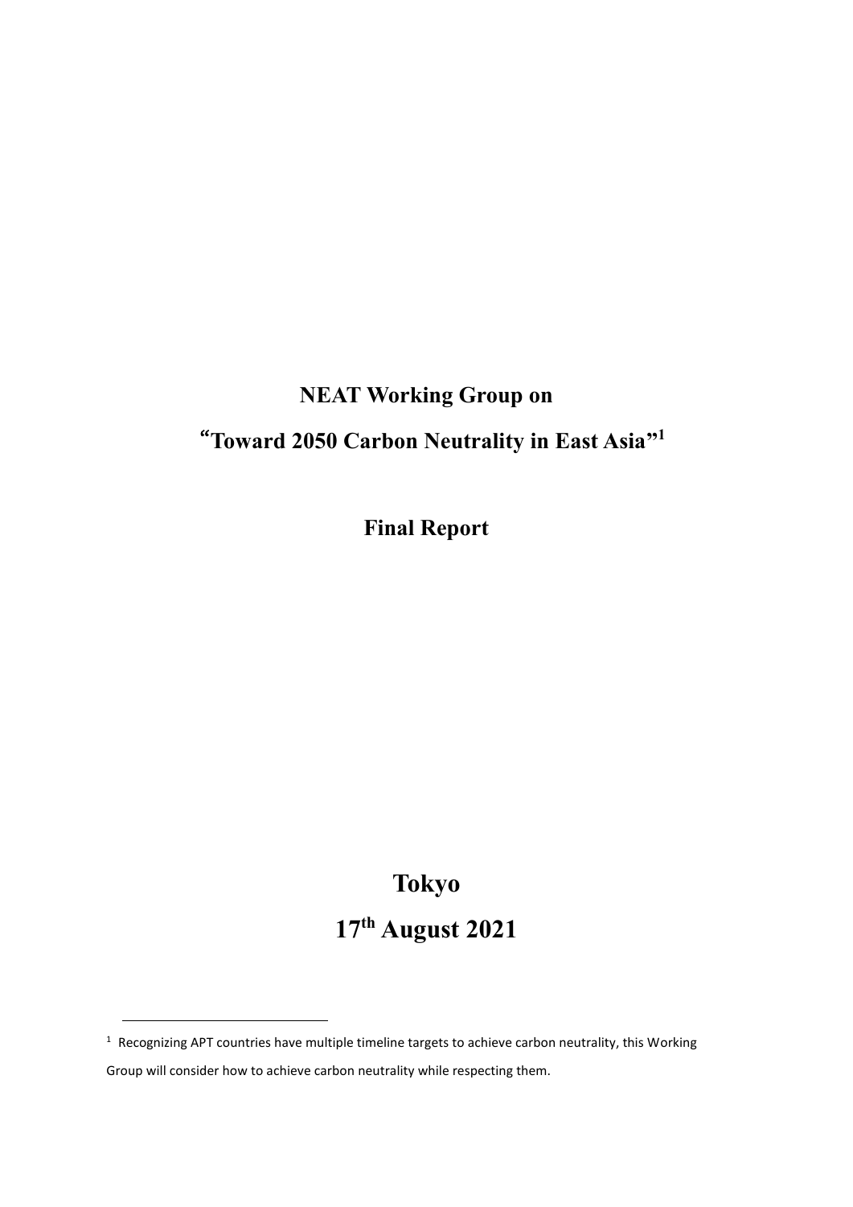# NEAT Working Group on

# "Toward 2050 Carbon Neutrality in East Asia"[1]

## Final Report

## Tokyo

## 17th August 2021

[1] Recognizing APT countries have multiple timeline targets to achieve carbon neutrality, this Working Group will consider how to achieve carbon neutrality while respecting them.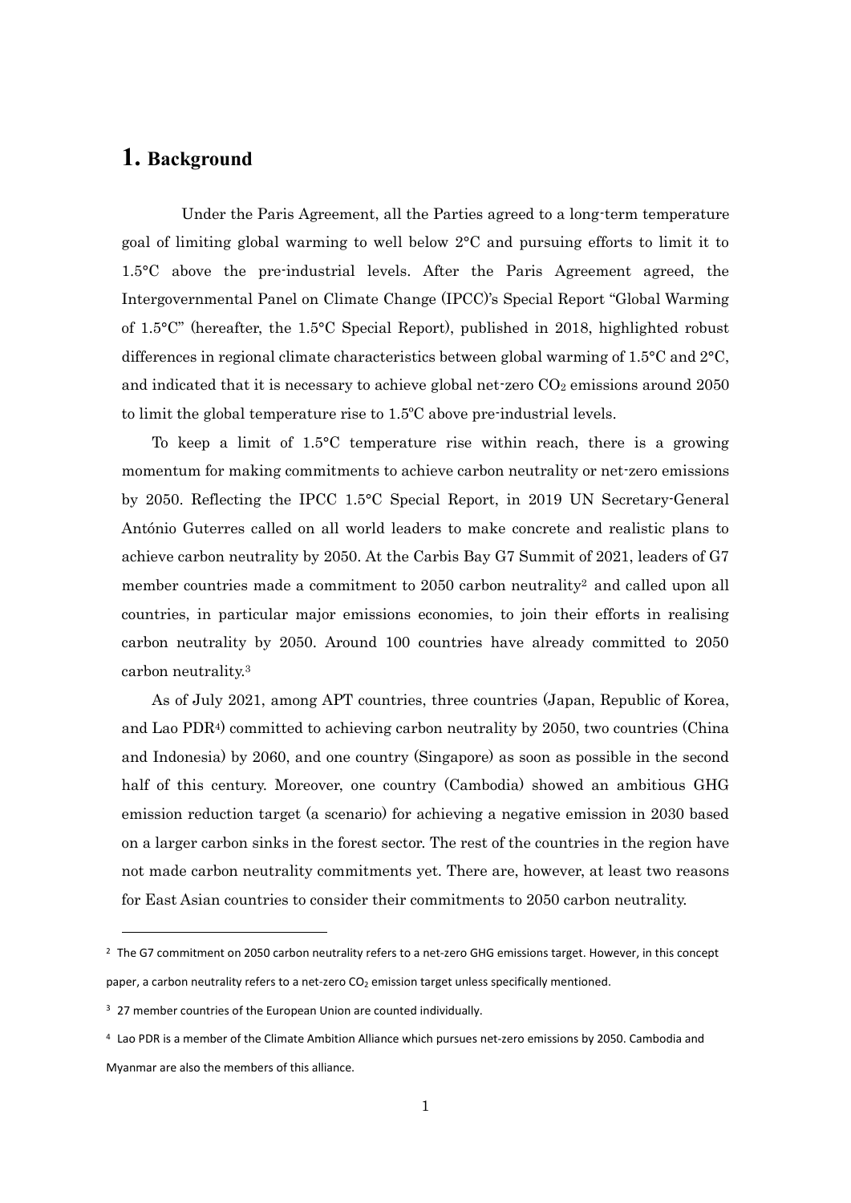# 1. Background

Under the Paris Agreement, all the Parties agreed to a long-term temperature goal of limiting global warming to well below 2°C and pursuing efforts to limit it to 1.5°C above the pre-industrial levels. After the Paris Agreement agreed, the Intergovernmental Panel on Climate Change (IPCC)'s Special Report "Global Warming of 1.5°C" (hereafter, the 1.5°C Special Report), published in 2018, highlighted robust differences in regional climate characteristics between global warming of 1.5°C and 2°C, and indicated that it is necessary to achieve global net-zero $CO_2$ emissions around 2050 to limit the global temperature rise to 1.5ºC above pre-industrial levels.

To keep a limit of 1.5°C temperature rise within reach, there is a growing momentum for making commitments to achieve carbon neutrality or net-zero emissions by 2050. Reflecting the IPCC 1.5°C Special Report, in 2019 UN Secretary-General António Guterres called on all world leaders to make concrete and realistic plans to achieve carbon neutrality by 2050. At the Carbis Bay G7 Summit of 2021, leaders of G7 member countries made a commitment to 2050 carbon neutrality[2] and called upon all countries, in particular major emissions economies, to join their efforts in realising carbon neutrality by 2050. Around 100 countries have already committed to 2050 carbon neutrality.[3]

As of July 2021, among APT countries, three countries (Japan, Republic of Korea, and Lao PDR[4]) committed to achieving carbon neutrality by 2050, two countries (China and Indonesia) by 2060, and one country (Singapore) as soon as possible in the second half of this century. Moreover, one country (Cambodia) showed an ambitious GHG emission reduction target (a scenario) for achieving a negative emission in 2030 based on a larger carbon sinks in the forest sector. The rest of the countries in the region have not made carbon neutrality commitments yet. There are, however, at least two reasons for East Asian countries to consider their commitments to 2050 carbon neutrality.

---

[2] The G7 commitment on 2050 carbon neutrality refers to a net-zero GHG emissions target. However, in this concept paper, a carbon neutrality refers to a net-zero $CO_2$ emission target unless specifically mentioned.

[3] 27 member countries of the European Union are counted individually.

[4] Lao PDR is a member of the Climate Ambition Alliance which pursues net-zero emissions by 2050. Cambodia and Myanmar are also the members of this alliance.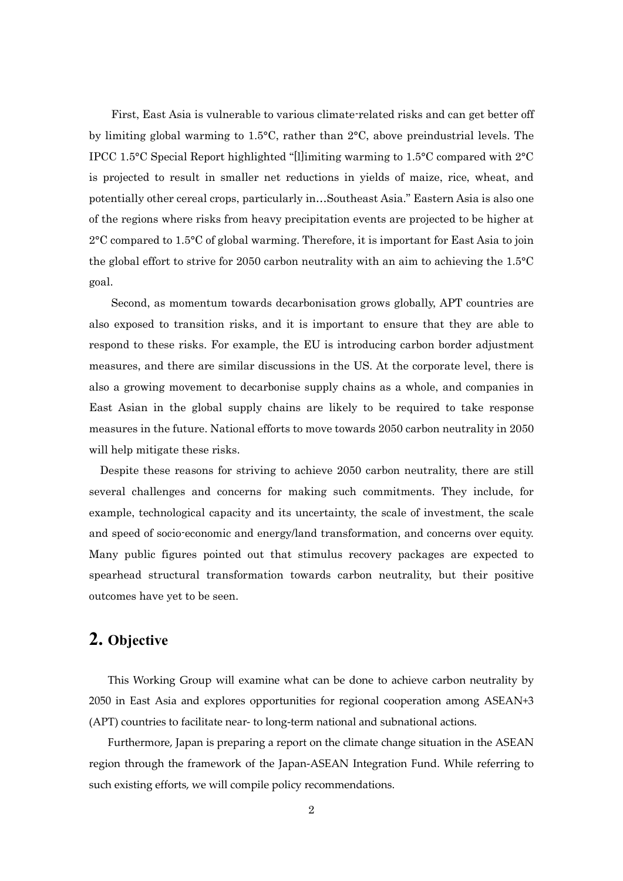First, East Asia is vulnerable to various climate-related risks and can get better off by limiting global warming to 1.5°C, rather than 2°C, above preindustrial levels. The IPCC 1.5°C Special Report highlighted "[l]imiting warming to 1.5°C compared with 2°C is projected to result in smaller net reductions in yields of maize, rice, wheat, and potentially other cereal crops, particularly in…Southeast Asia." Eastern Asia is also one of the regions where risks from heavy precipitation events are projected to be higher at 2°C compared to 1.5°C of global warming. Therefore, it is important for East Asia to join the global effort to strive for 2050 carbon neutrality with an aim to achieving the 1.5°C goal.

Second, as momentum towards decarbonisation grows globally, APT countries are also exposed to transition risks, and it is important to ensure that they are able to respond to these risks. For example, the EU is introducing carbon border adjustment measures, and there are similar discussions in the US. At the corporate level, there is also a growing movement to decarbonise supply chains as a whole, and companies in East Asian in the global supply chains are likely to be required to take response measures in the future. National efforts to move towards 2050 carbon neutrality in 2050 will help mitigate these risks.

Despite these reasons for striving to achieve 2050 carbon neutrality, there are still several challenges and concerns for making such commitments. They include, for example, technological capacity and its uncertainty, the scale of investment, the scale and speed of socio-economic and energy/land transformation, and concerns over equity. Many public figures pointed out that stimulus recovery packages are expected to spearhead structural transformation towards carbon neutrality, but their positive outcomes have yet to be seen.

## 2. Objective

This Working Group will examine what can be done to achieve carbon neutrality by 2050 in East Asia and explores opportunities for regional cooperation among ASEAN+3 (APT) countries to facilitate near- to long-term national and subnational actions.

Furthermore, Japan is preparing a report on the climate change situation in the ASEAN region through the framework of the Japan-ASEAN Integration Fund. While referring to such existing efforts, we will compile policy recommendations.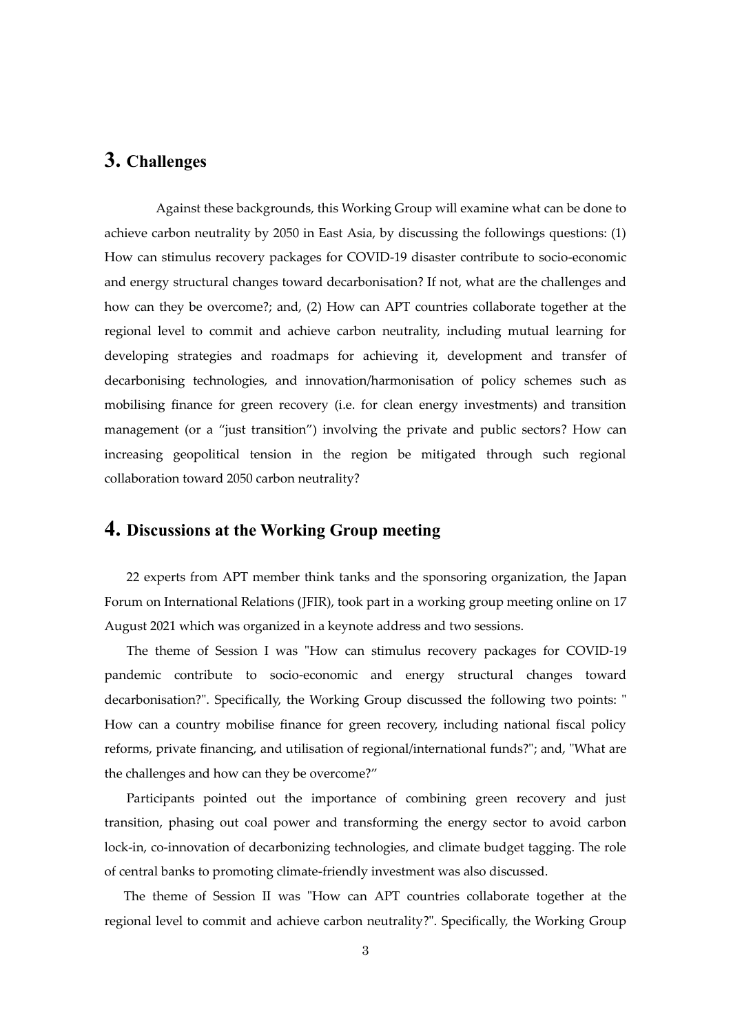## 3. Challenges

Against these backgrounds, this Working Group will examine what can be done to achieve carbon neutrality by 2050 in East Asia, by discussing the followings questions: (1) How can stimulus recovery packages for COVID-19 disaster contribute to socio-economic and energy structural changes toward decarbonisation? If not, what are the challenges and how can they be overcome?; and, (2) How can APT countries collaborate together at the regional level to commit and achieve carbon neutrality, including mutual learning for developing strategies and roadmaps for achieving it, development and transfer of decarbonising technologies, and innovation/harmonisation of policy schemes such as mobilising finance for green recovery (i.e. for clean energy investments) and transition management (or a "just transition") involving the private and public sectors? How can increasing geopolitical tension in the region be mitigated through such regional collaboration toward 2050 carbon neutrality?

## 4. Discussions at the Working Group meeting

22 experts from APT member think tanks and the sponsoring organization, the Japan Forum on International Relations (JFIR), took part in a working group meeting online on 17 August 2021 which was organized in a keynote address and two sessions.

The theme of Session I was "How can stimulus recovery packages for COVID-19 pandemic contribute to socio-economic and energy structural changes toward decarbonisation?". Specifically, the Working Group discussed the following two points: " How can a country mobilise finance for green recovery, including national fiscal policy reforms, private financing, and utilisation of regional/international funds?"; and, "What are the challenges and how can they be overcome?"

Participants pointed out the importance of combining green recovery and just transition, phasing out coal power and transforming the energy sector to avoid carbon lock-in, co-innovation of decarbonizing technologies, and climate budget tagging. The role of central banks to promoting climate-friendly investment was also discussed.

The theme of Session II was "How can APT countries collaborate together at the regional level to commit and achieve carbon neutrality?". Specifically, the Working Group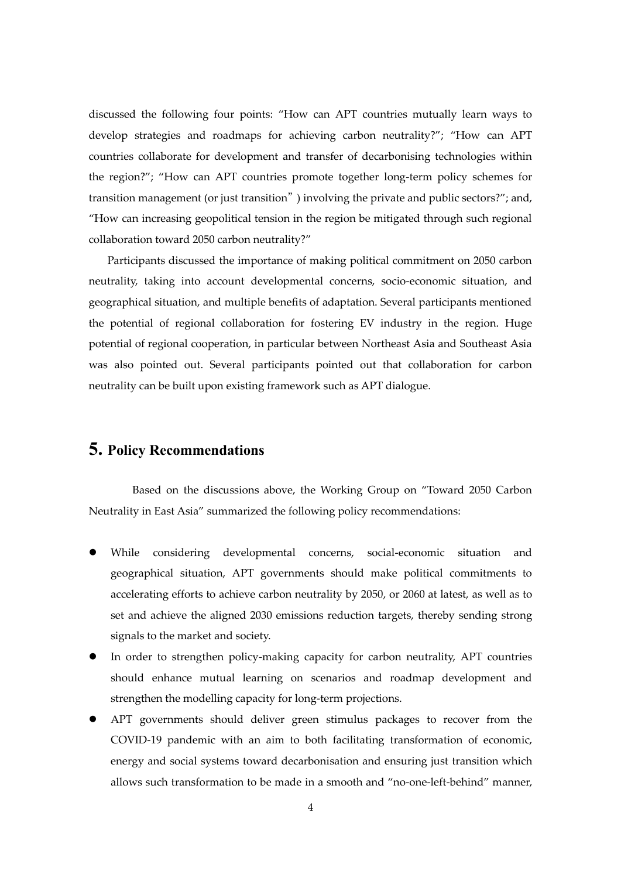discussed the following four points: "How can APT countries mutually learn ways to develop strategies and roadmaps for achieving carbon neutrality?"; "How can APT countries collaborate for development and transfer of decarbonising technologies within the region?"; "How can APT countries promote together long-term policy schemes for transition management (or just transition") involving the private and public sectors?"; and, "How can increasing geopolitical tension in the region be mitigated through such regional collaboration toward 2050 carbon neutrality?"

Participants discussed the importance of making political commitment on 2050 carbon neutrality, taking into account developmental concerns, socio-economic situation, and geographical situation, and multiple benefits of adaptation. Several participants mentioned the potential of regional collaboration for fostering EV industry in the region. Huge potential of regional cooperation, in particular between Northeast Asia and Southeast Asia was also pointed out. Several participants pointed out that collaboration for carbon neutrality can be built upon existing framework such as APT dialogue.

# 5. Policy Recommendations

Based on the discussions above, the Working Group on "Toward 2050 Carbon Neutrality in East Asia" summarized the following policy recommendations:

- While considering developmental concerns, social-economic situation and geographical situation, APT governments should make political commitments to accelerating efforts to achieve carbon neutrality by 2050, or 2060 at latest, as well as to set and achieve the aligned 2030 emissions reduction targets, thereby sending strong signals to the market and society.
- In order to strengthen policy-making capacity for carbon neutrality, APT countries should enhance mutual learning on scenarios and roadmap development and strengthen the modelling capacity for long-term projections.
- APT governments should deliver green stimulus packages to recover from the COVID-19 pandemic with an aim to both facilitating transformation of economic, energy and social systems toward decarbonisation and ensuring just transition which allows such transformation to be made in a smooth and "no-one-left-behind" manner,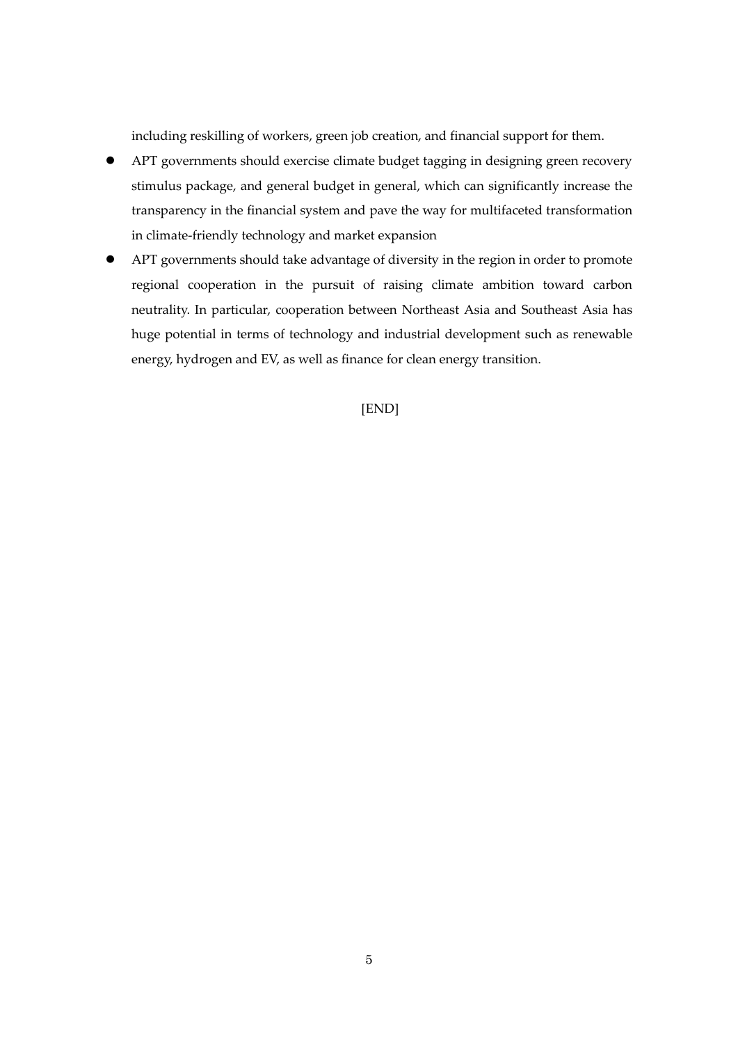including reskilling of workers, green job creation, and financial support for them.

- APT governments should exercise climate budget tagging in designing green recovery stimulus package, and general budget in general, which can significantly increase the transparency in the financial system and pave the way for multifaceted transformation in climate-friendly technology and market expansion
- APT governments should take advantage of diversity in the region in order to promote regional cooperation in the pursuit of raising climate ambition toward carbon neutrality. In particular, cooperation between Northeast Asia and Southeast Asia has huge potential in terms of technology and industrial development such as renewable energy, hydrogen and EV, as well as finance for clean energy transition.

[END]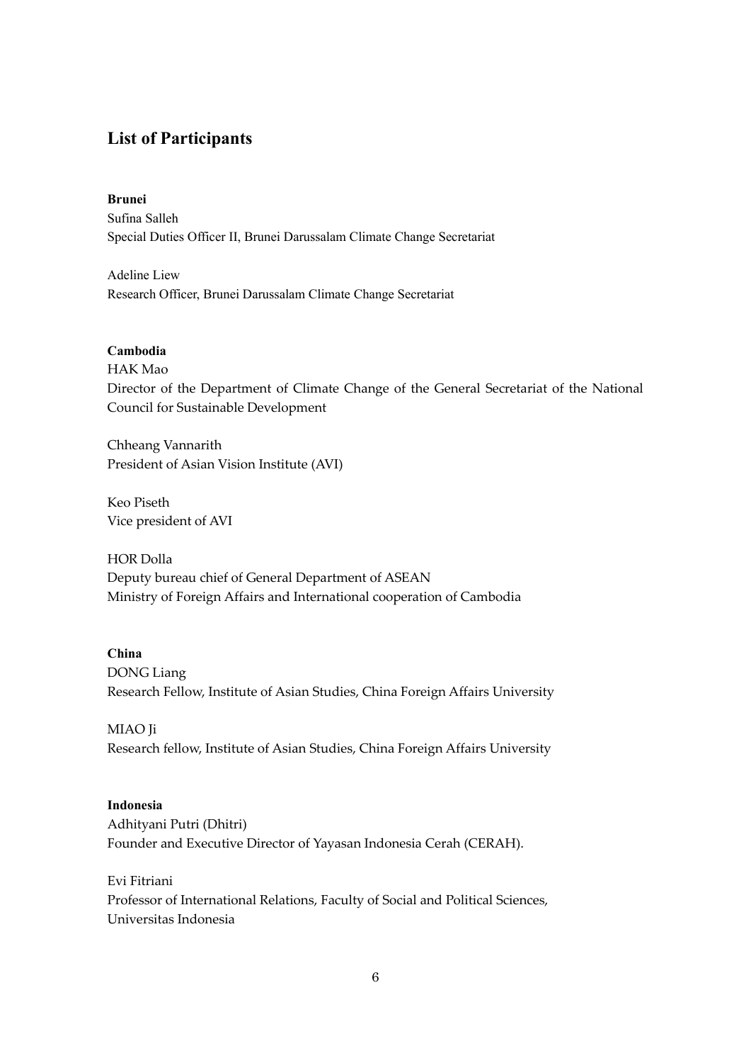## List of Participants

**Brunei**

Sufina Salleh
Special Duties Officer II, Brunei Darussalam Climate Change Secretariat

Adeline Liew
Research Officer, Brunei Darussalam Climate Change Secretariat

**Cambodia**

HAK Mao
Director of the Department of Climate Change of the General Secretariat of the National Council for Sustainable Development

Chheang Vannarith
President of Asian Vision Institute (AVI)

Keo Piseth
Vice president of AVI

HOR Dolla
Deputy bureau chief of General Department of ASEAN
Ministry of Foreign Affairs and International cooperation of Cambodia

**China**

DONG Liang
Research Fellow, Institute of Asian Studies, China Foreign Affairs University

MIAO Ji
Research fellow, Institute of Asian Studies, China Foreign Affairs University

**Indonesia**

Adhityani Putri (Dhitri)
Founder and Executive Director of Yayasan Indonesia Cerah (CERAH).

Evi Fitriani
Professor of International Relations, Faculty of Social and Political Sciences, Universitas Indonesia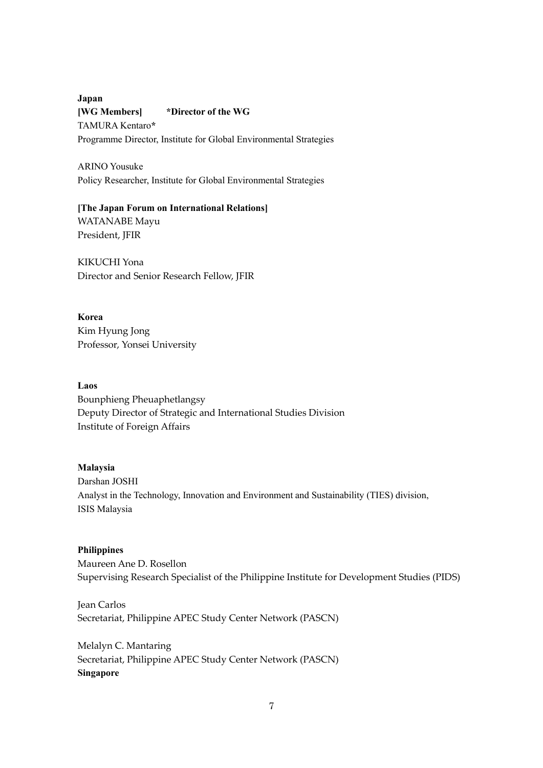**Japan**

**[WG Members]         *Director of the WG**

TAMURA Kentaro*

Programme Director, Institute for Global Environmental Strategies

ARINO Yousuke

Policy Researcher, Institute for Global Environmental Strategies

**[The Japan Forum on International Relations]**

WATANABE Mayu

President, JFIR

KIKUCHI Yona

Director and Senior Research Fellow, JFIR

**Korea**

Kim Hyung Jong

Professor, Yonsei University

**Laos**

Bounphieng Pheuaphetlangsy

Deputy Director of Strategic and International Studies Division

Institute of Foreign Affairs

**Malaysia**

Darshan JOSHI

Analyst in the Technology, Innovation and Environment and Sustainability (TIES) division, ISIS Malaysia

**Philippines**

Maureen Ane D. Rosellon

Supervising Research Specialist of the Philippine Institute for Development Studies (PIDS)

Jean Carlos

Secretariat, Philippine APEC Study Center Network (PASCN)

Melalyn C. Mantaring

Secretariat, Philippine APEC Study Center Network (PASCN)

**Singapore**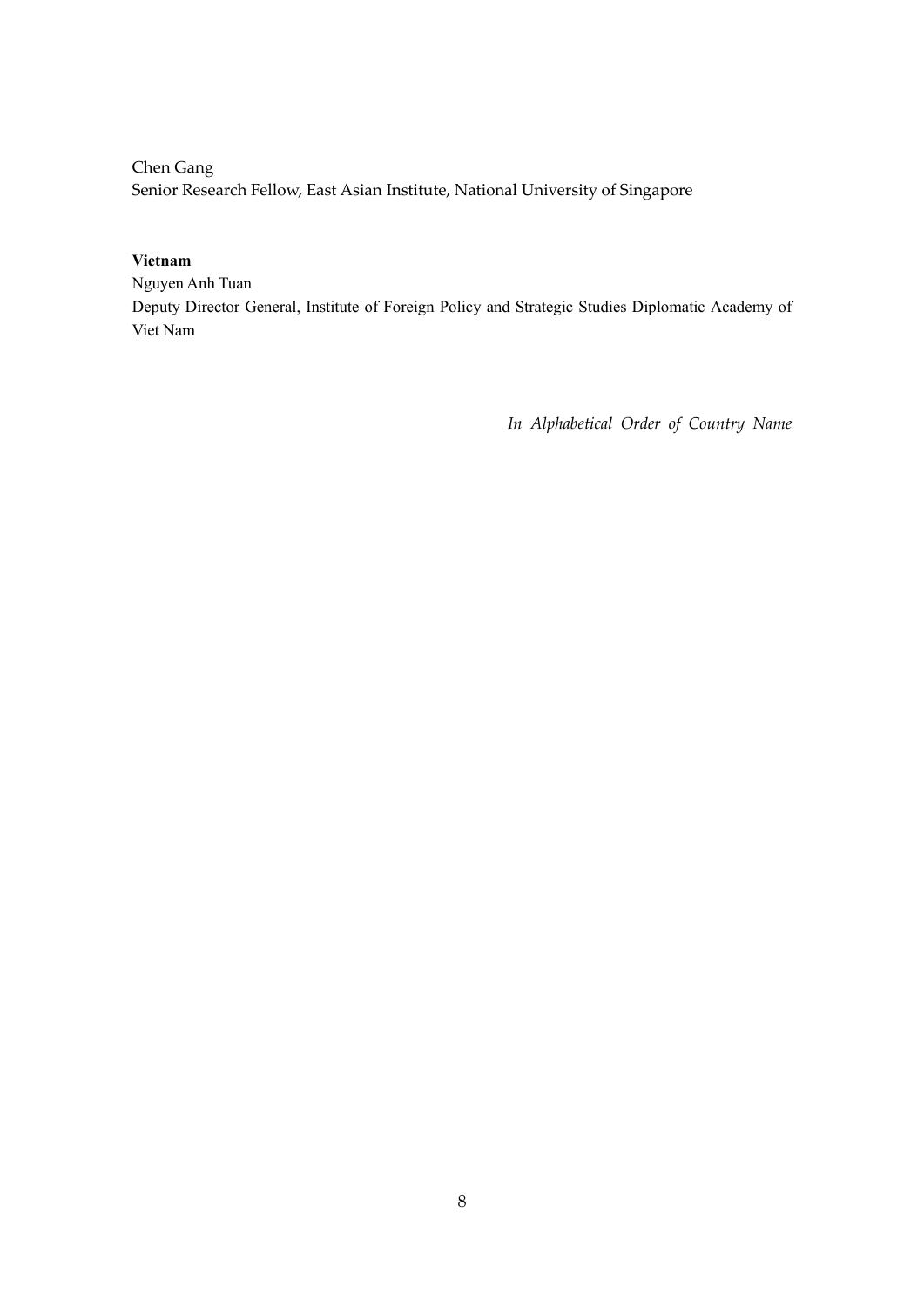Chen Gang
Senior Research Fellow, East Asian Institute, National University of Singapore

**Vietnam**
Nguyen Anh Tuan
Deputy Director General, Institute of Foreign Policy and Strategic Studies Diplomatic Academy of Viet Nam

*In Alphabetical Order of Country Name*